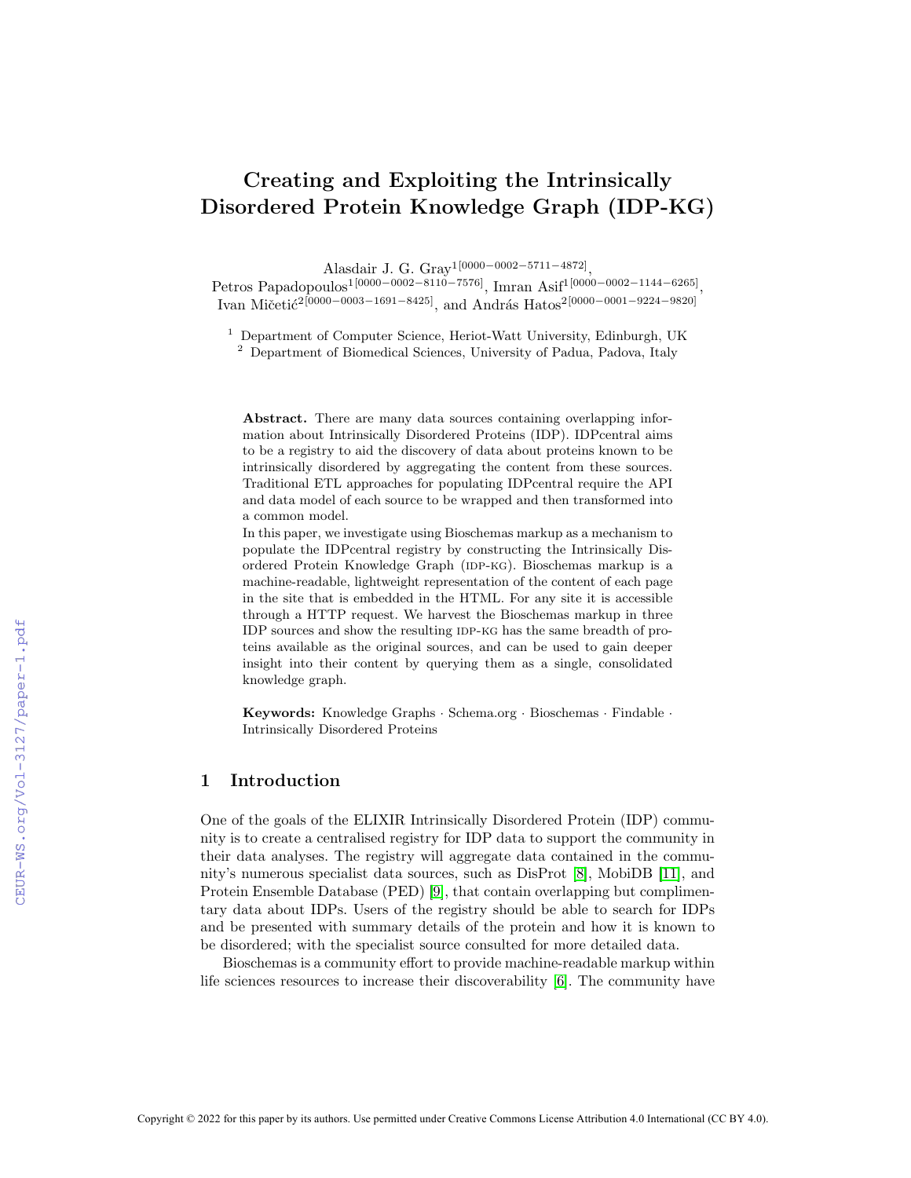# Creating and Exploiting the Intrinsically Disordered Protein Knowledge Graph (IDP-KG)

Alasdair J. G. Gray[1[0000−0002−5711−4872]], Petros Papadopoulos[1[0000−0002−8110−7576]], Imran Asif[1[0000−0002−1144−6265]], Ivan Mičetić[2[0000−0003−1691−8425]], and András Hatos[2[0000−0001−9224−9820]]

[1] Department of Computer Science, Heriot-Watt University, Edinburgh, UK
[2] Department of Biomedical Sciences, University of Padua, Padova, Italy

**Abstract.** There are many data sources containing overlapping information about Intrinsically Disordered Proteins (IDP). IDPcentral aims to be a registry to aid the discovery of data about proteins known to be intrinsically disordered by aggregating the content from these sources. Traditional ETL approaches for populating IDPcentral require the API and data model of each source to be wrapped and then transformed into a common model.
In this paper, we investigate using Bioschemas markup as a mechanism to populate the IDPcentral registry by constructing the Intrinsically Disordered Protein Knowledge Graph (IDP-KG). Bioschemas markup is a machine-readable, lightweight representation of the content of each page in the site that is embedded in the HTML. For any site it is accessible through a HTTP request. We harvest the Bioschemas markup in three IDP sources and show the resulting IDP-KG has the same breadth of proteins available as the original sources, and can be used to gain deeper insight into their content by querying them as a single, consolidated knowledge graph.

**Keywords:** Knowledge Graphs · Schema.org · Bioschemas · Findable · Intrinsically Disordered Proteins

## 1 Introduction

One of the goals of the ELIXIR Intrinsically Disordered Protein (IDP) community is to create a centralised registry for IDP data to support the community in their data analyses. The registry will aggregate data contained in the community's numerous specialist data sources, such as DisProt [8], MobiDB [11], and Protein Ensemble Database (PED) [9], that contain overlapping but complimentary data about IDPs. Users of the registry should be able to search for IDPs and be presented with summary details of the protein and how it is known to be disordered; with the specialist source consulted for more detailed data.

Bioschemas is a community effort to provide machine-readable markup within life sciences resources to increase their discoverability [6]. The community have

Copyright © 2022 for this paper by its authors. Use permitted under Creative Commons License Attribution 4.0 International (CC BY 4.0).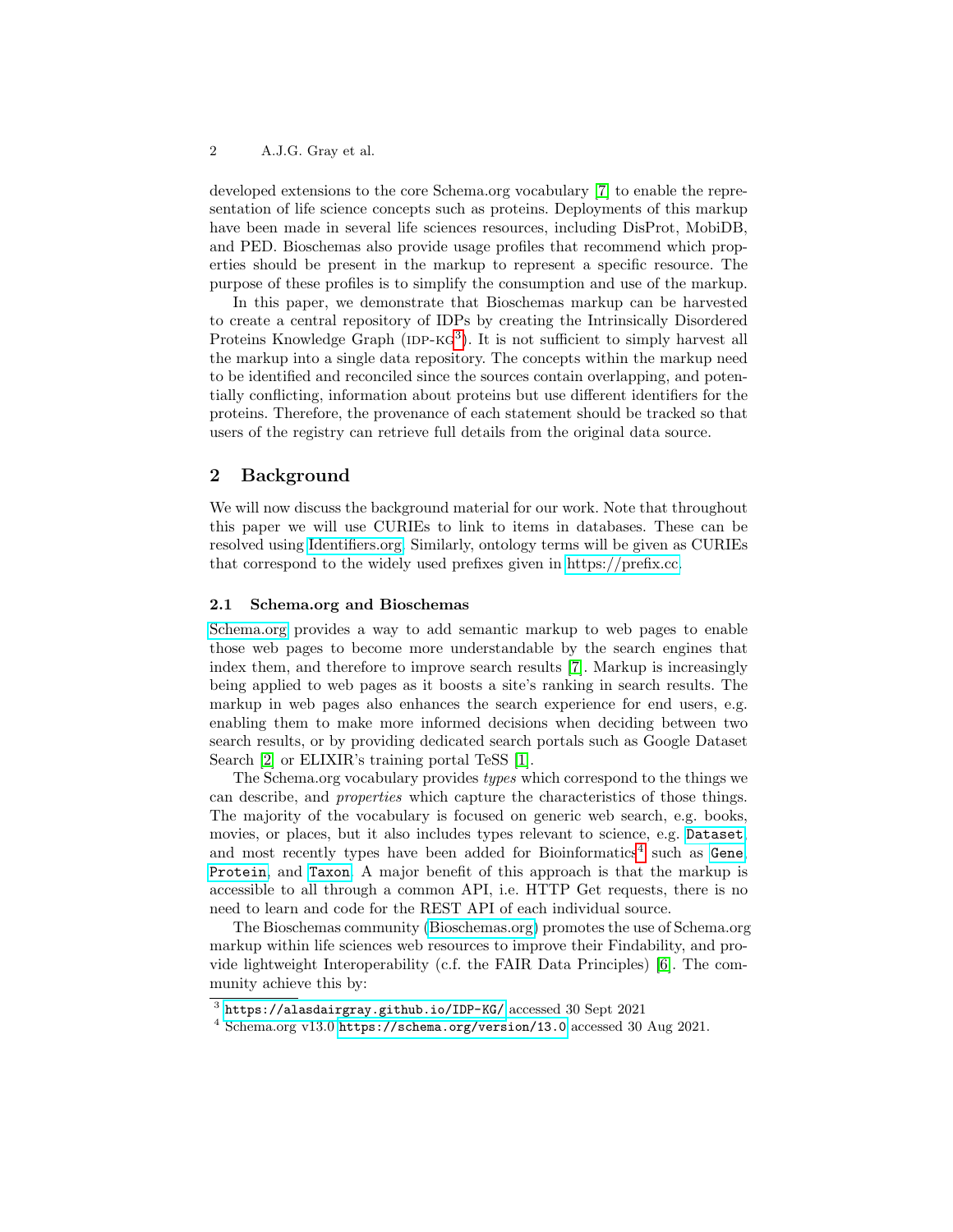developed extensions to the core Schema.org vocabulary [7] to enable the representation of life science concepts such as proteins. Deployments of this markup have been made in several life sciences resources, including DisProt, MobiDB, and PED. Bioschemas also provide usage profiles that recommend which properties should be present in the markup to represent a specific resource. The purpose of these profiles is to simplify the consumption and use of the markup.

In this paper, we demonstrate that Bioschemas markup can be harvested to create a central repository of IDPs by creating the Intrinsically Disordered Proteins Knowledge Graph (IDP-KG[3]). It is not sufficient to simply harvest all the markup into a single data repository. The concepts within the markup need to be identified and reconciled since the sources contain overlapping, and potentially conflicting, information about proteins but use different identifiers for the proteins. Therefore, the provenance of each statement should be tracked so that users of the registry can retrieve full details from the original data source.

## 2 Background

We will now discuss the background material for our work. Note that throughout this paper we will use CURIEs to link to items in databases. These can be resolved using Identifiers.org. Similarly, ontology terms will be given as CURIEs that correspond to the widely used prefixes given in https://prefix.cc.

### 2.1 Schema.org and Bioschemas

Schema.org provides a way to add semantic markup to web pages to enable those web pages to become more understandable by the search engines that index them, and therefore to improve search results [7]. Markup is increasingly being applied to web pages as it boosts a site's ranking in search results. The markup in web pages also enhances the search experience for end users, e.g. enabling them to make more informed decisions when deciding between two search results, or by providing dedicated search portals such as Google Dataset Search [2] or ELIXIR's training portal TeSS [1].

The Schema.org vocabulary provides *types* which correspond to the things we can describe, and *properties* which capture the characteristics of those things. The majority of the vocabulary is focused on generic web search, e.g. books, movies, or places, but it also includes types relevant to science, e.g. `Dataset`, and most recently types have been added for Bioinformatics[4] such as `Gene`, `Protein`, and `Taxon`. A major benefit of this approach is that the markup is accessible to all through a common API, i.e. HTTP Get requests, there is no need to learn and code for the REST API of each individual source.

The Bioschemas community (Bioschemas.org) promotes the use of Schema.org markup within life sciences web resources to improve their Findability, and provide lightweight Interoperability (c.f. the FAIR Data Principles) [6]. The community achieve this by:

---

[3] `https://alasdairgray.github.io/IDP-KG/` accessed 30 Sept 2021

[4] Schema.org v13.0 `https://schema.org/version/13.0` accessed 30 Aug 2021.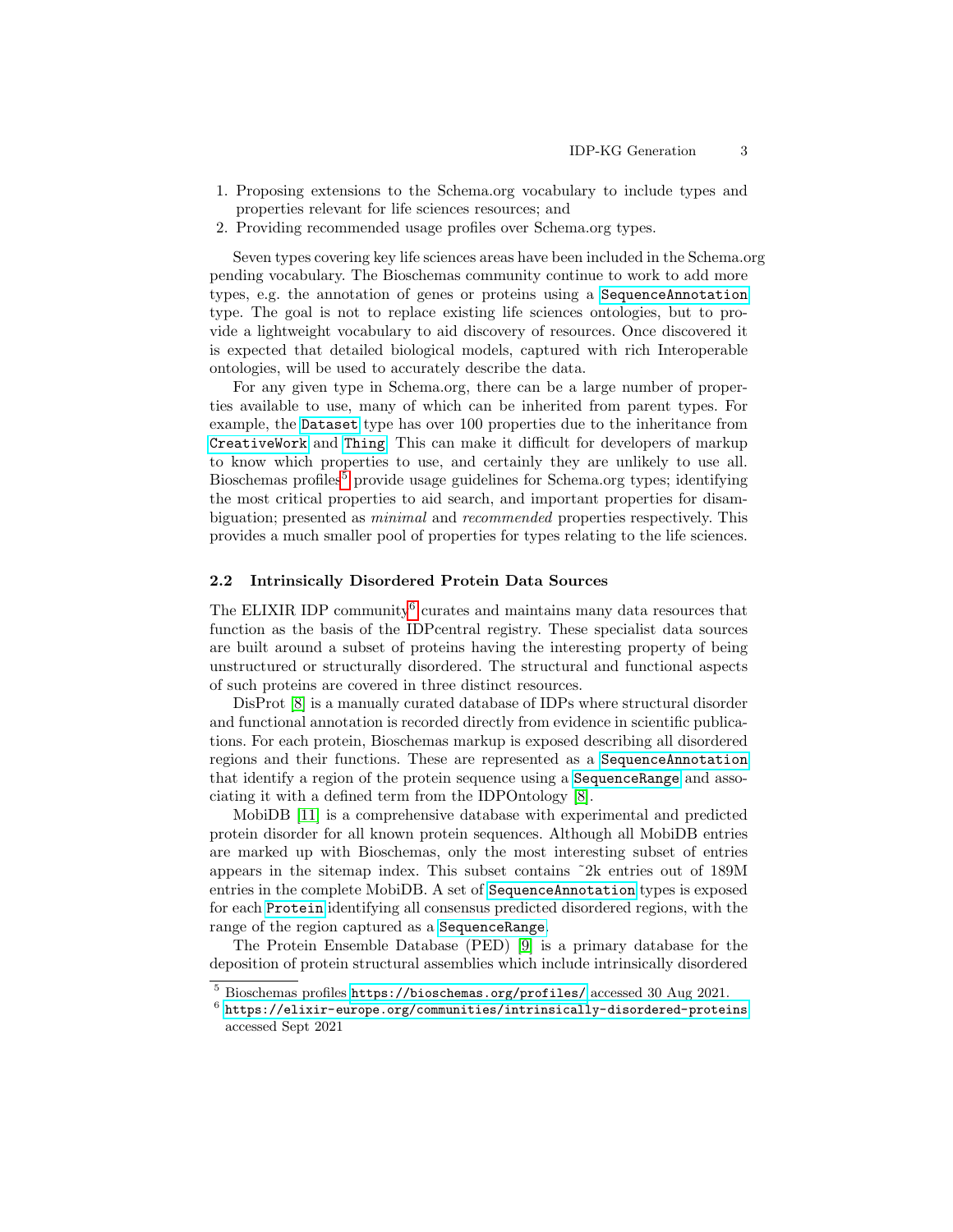1. Proposing extensions to the Schema.org vocabulary to include types and properties relevant for life sciences resources; and
2. Providing recommended usage profiles over Schema.org types.

Seven types covering key life sciences areas have been included in the Schema.org pending vocabulary. The Bioschemas community continue to work to add more types, e.g. the annotation of genes or proteins using a `SequenceAnnotation` type. The goal is not to replace existing life sciences ontologies, but to provide a lightweight vocabulary to aid discovery of resources. Once discovered it is expected that detailed biological models, captured with rich Interoperable ontologies, will be used to accurately describe the data.

For any given type in Schema.org, there can be a large number of properties available to use, many of which can be inherited from parent types. For example, the `Dataset` type has over 100 properties due to the inheritance from `CreativeWork` and `Thing`. This can make it difficult for developers of markup to know which properties to use, and certainly they are unlikely to use all. Bioschemas profiles[5] provide usage guidelines for Schema.org types; identifying the most critical properties to aid search, and important properties for disambiguation; presented as *minimal* and *recommended* properties respectively. This provides a much smaller pool of properties for types relating to the life sciences.

### 2.2 Intrinsically Disordered Protein Data Sources

The ELIXIR IDP community[6] curates and maintains many data resources that function as the basis of the IDPcentral registry. These specialist data sources are built around a subset of proteins having the interesting property of being unstructured or structurally disordered. The structural and functional aspects of such proteins are covered in three distinct resources.

DisProt [8] is a manually curated database of IDPs where structural disorder and functional annotation is recorded directly from evidence in scientific publications. For each protein, Bioschemas markup is exposed describing all disordered regions and their functions. These are represented as a `SequenceAnnotation` that identify a region of the protein sequence using a `SequenceRange` and associating it with a defined term from the IDPOntology [8].

MobiDB [11] is a comprehensive database with experimental and predicted protein disorder for all known protein sequences. Although all MobiDB entries are marked up with Bioschemas, only the most interesting subset of entries appears in the sitemap index. This subset contains ~2k entries out of 189M entries in the complete MobiDB. A set of `SequenceAnnotation` types is exposed for each `Protein` identifying all consensus predicted disordered regions, with the range of the region captured as a `SequenceRange`.

The Protein Ensemble Database (PED) [9] is a primary database for the deposition of protein structural assemblies which include intrinsically disordered

[5] Bioschemas profiles https://bioschemas.org/profiles/ accessed 30 Aug 2021.

[6] https://elixir-europe.org/communities/intrinsically-disordered-proteins accessed Sept 2021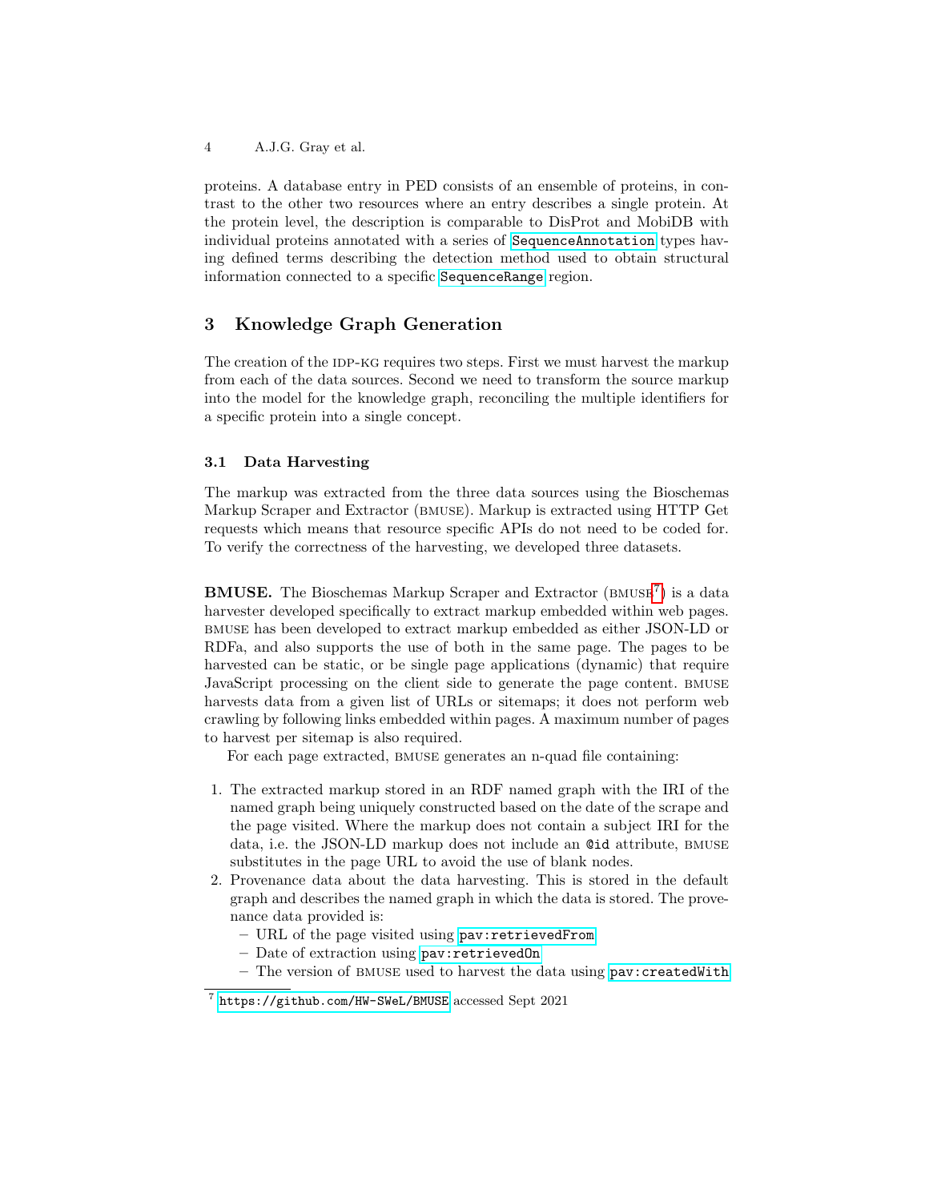proteins. A database entry in PED consists of an ensemble of proteins, in contrast to the other two resources where an entry describes a single protein. At the protein level, the description is comparable to DisProt and MobiDB with individual proteins annotated with a series of `SequenceAnnotation` types having defined terms describing the detection method used to obtain structural information connected to a specific `SequenceRange` region.

## 3 Knowledge Graph Generation

The creation of the IDP-KG requires two steps. First we must harvest the markup from each of the data sources. Second we need to transform the source markup into the model for the knowledge graph, reconciling the multiple identifiers for a specific protein into a single concept.

### 3.1 Data Harvesting

The markup was extracted from the three data sources using the Bioschemas Markup Scraper and Extractor (BMUSE). Markup is extracted using HTTP Get requests which means that resource specific APIs do not need to be coded for. To verify the correctness of the harvesting, we developed three datasets.

**BMUSE.** The Bioschemas Markup Scraper and Extractor (BMUSE[7]) is a data harvester developed specifically to extract markup embedded within web pages. BMUSE has been developed to extract markup embedded as either JSON-LD or RDFa, and also supports the use of both in the same page. The pages to be harvested can be static, or be single page applications (dynamic) that require JavaScript processing on the client side to generate the page content. BMUSE harvests data from a given list of URLs or sitemaps; it does not perform web crawling by following links embedded within pages. A maximum number of pages to harvest per sitemap is also required.

For each page extracted, BMUSE generates an n-quad file containing:

1. The extracted markup stored in an RDF named graph with the IRI of the named graph being uniquely constructed based on the date of the scrape and the page visited. Where the markup does not contain a subject IRI for the data, i.e. the JSON-LD markup does not include an `@id` attribute, BMUSE substitutes in the page URL to avoid the use of blank nodes.
2. Provenance data about the data harvesting. This is stored in the default graph and describes the named graph in which the data is stored. The provenance data provided is:
   - URL of the page visited using `pav:retrievedFrom`
   - Date of extraction using `pav:retrievedOn`
   - The version of BMUSE used to harvest the data using `pav:createdWith`

[7] `https://github.com/HW-SWeL/BMUSE` accessed Sept 2021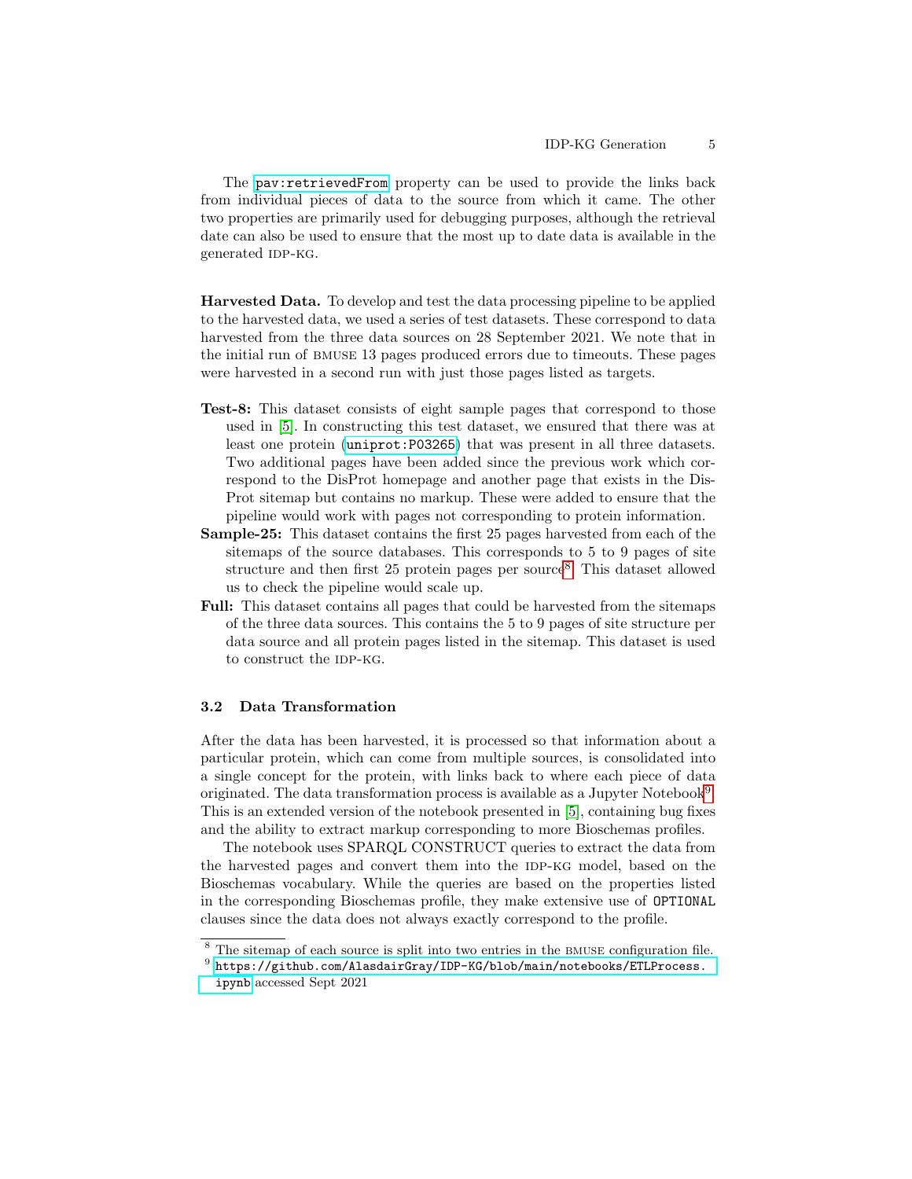The `pav:retrievedFrom` property can be used to provide the links back from individual pieces of data to the source from which it came. The other two properties are primarily used for debugging purposes, although the retrieval date can also be used to ensure that the most up to date data is available in the generated IDP-KG.

**Harvested Data.** To develop and test the data processing pipeline to be applied to the harvested data, we used a series of test datasets. These correspond to data harvested from the three data sources on 28 September 2021. We note that in the initial run of BMUSE 13 pages produced errors due to timeouts. These pages were harvested in a second run with just those pages listed as targets.

**Test-8:** This dataset consists of eight sample pages that correspond to those used in [5]. In constructing this test dataset, we ensured that there was at least one protein (`uniprot:P03265`) that was present in all three datasets. Two additional pages have been added since the previous work which correspond to the DisProt homepage and another page that exists in the DisProt sitemap but contains no markup. These were added to ensure that the pipeline would work with pages not corresponding to protein information.

**Sample-25:** This dataset contains the first 25 pages harvested from each of the sitemaps of the source databases. This corresponds to 5 to 9 pages of site structure and then first 25 protein pages per source[8]. This dataset allowed us to check the pipeline would scale up.

**Full:** This dataset contains all pages that could be harvested from the sitemaps of the three data sources. This contains the 5 to 9 pages of site structure per data source and all protein pages listed in the sitemap. This dataset is used to construct the IDP-KG.

### 3.2 Data Transformation

After the data has been harvested, it is processed so that information about a particular protein, which can come from multiple sources, is consolidated into a single concept for the protein, with links back to where each piece of data originated. The data transformation process is available as a Jupyter Notebook[9]. This is an extended version of the notebook presented in [5], containing bug fixes and the ability to extract markup corresponding to more Bioschemas profiles.

The notebook uses SPARQL CONSTRUCT queries to extract the data from the harvested pages and convert them into the IDP-KG model, based on the Bioschemas vocabulary. While the queries are based on the properties listed in the corresponding Bioschemas profile, they make extensive use of `OPTIONAL` clauses since the data does not always exactly correspond to the profile.

---

[8] The sitemap of each source is split into two entries in the BMUSE configuration file.

[9] `https://github.com/AlasdairGray/IDP-KG/blob/main/notebooks/ETLProcess.ipynb` accessed Sept 2021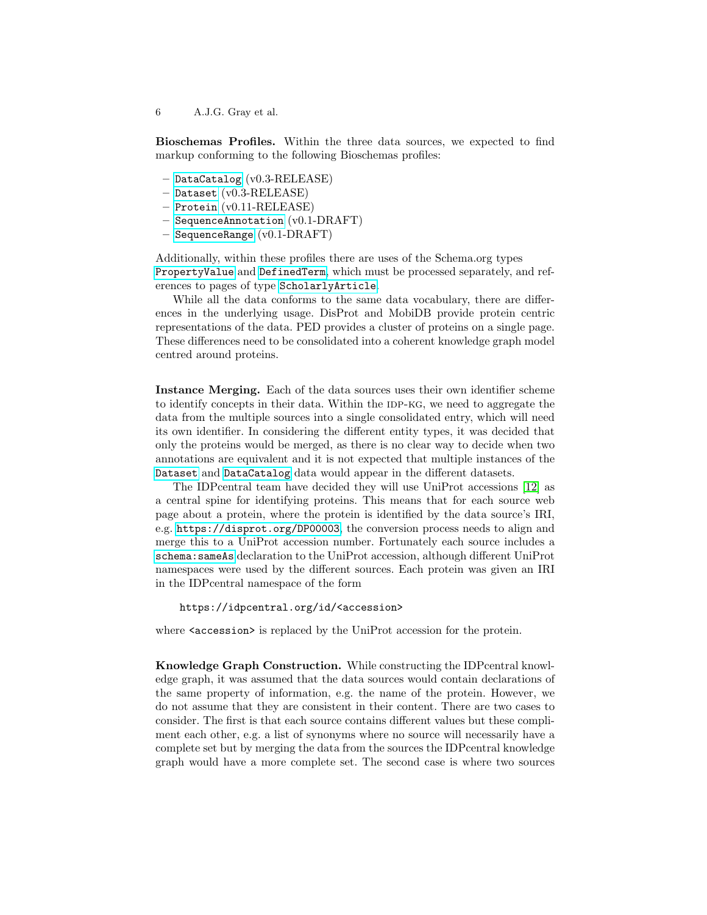**Bioschemas Profiles.** Within the three data sources, we expected to find markup conforming to the following Bioschemas profiles:

- `DataCatalog` (v0.3-RELEASE)
- `Dataset` (v0.3-RELEASE)
- `Protein` (v0.11-RELEASE)
- `SequenceAnnotation` (v0.1-DRAFT)
- `SequenceRange` (v0.1-DRAFT)

Additionally, within these profiles there are uses of the Schema.org types `PropertyValue` and `DefinedTerm`, which must be processed separately, and references to pages of type `ScholarlyArticle`.

While all the data conforms to the same data vocabulary, there are differences in the underlying usage. DisProt and MobiDB provide protein centric representations of the data. PED provides a cluster of proteins on a single page. These differences need to be consolidated into a coherent knowledge graph model centred around proteins.

**Instance Merging.** Each of the data sources uses their own identifier scheme to identify concepts in their data. Within the IDP-KG, we need to aggregate the data from the multiple sources into a single consolidated entry, which will need its own identifier. In considering the different entity types, it was decided that only the proteins would be merged, as there is no clear way to decide when two annotations are equivalent and it is not expected that multiple instances of the `Dataset` and `DataCatalog` data would appear in the different datasets.

The IDPcentral team have decided they will use UniProt accessions [12] as a central spine for identifying proteins. This means that for each source web page about a protein, where the protein is identified by the data source's IRI, e.g. `https://disprot.org/DP00003`, the conversion process needs to align and merge this to a UniProt accession number. Fortunately each source includes a `schema:sameAs` declaration to the UniProt accession, although different UniProt namespaces were used by the different sources. Each protein was given an IRI in the IDPcentral namespace of the form

```
https://idpcentral.org/id/<accession>
```

where `<accession>` is replaced by the UniProt accession for the protein.

**Knowledge Graph Construction.** While constructing the IDPcentral knowledge graph, it was assumed that the data sources would contain declarations of the same property of information, e.g. the name of the protein. However, we do not assume that they are consistent in their content. There are two cases to consider. The first is that each source contains different values but these compliment each other, e.g. a list of synonyms where no source will necessarily have a complete set but by merging the data from the sources the IDPcentral knowledge graph would have a more complete set. The second case is where two sources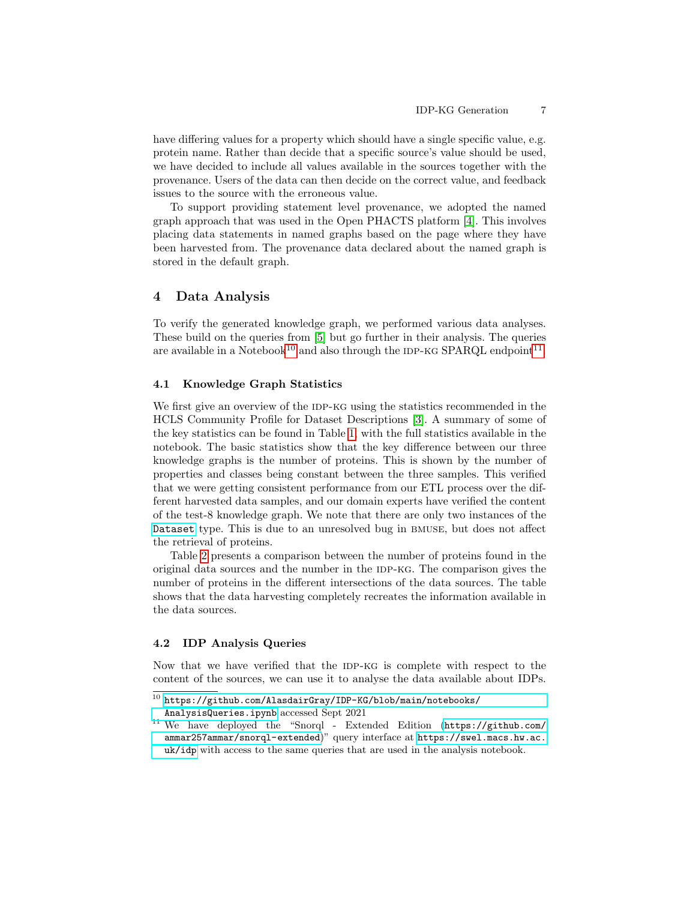have differing values for a property which should have a single specific value, e.g. protein name. Rather than decide that a specific source's value should be used, we have decided to include all values available in the sources together with the provenance. Users of the data can then decide on the correct value, and feedback issues to the source with the erroneous value.

To support providing statement level provenance, we adopted the named graph approach that was used in the Open PHACTS platform [4]. This involves placing data statements in named graphs based on the page where they have been harvested from. The provenance data declared about the named graph is stored in the default graph.

## 4 Data Analysis

To verify the generated knowledge graph, we performed various data analyses. These build on the queries from [5] but go further in their analysis. The queries are available in a Notebook[10] and also through the IDP-KG SPARQL endpoint[11].

### 4.1 Knowledge Graph Statistics

We first give an overview of the IDP-KG using the statistics recommended in the HCLS Community Profile for Dataset Descriptions [3]. A summary of some of the key statistics can be found in Table 1, with the full statistics available in the notebook. The basic statistics show that the key difference between our three knowledge graphs is the number of proteins. This is shown by the number of properties and classes being constant between the three samples. This verified that we were getting consistent performance from our ETL process over the different harvested data samples, and our domain experts have verified the content of the test-8 knowledge graph. We note that there are only two instances of the `Dataset` type. This is due to an unresolved bug in BMUSE, but does not affect the retrieval of proteins.

Table 2 presents a comparison between the number of proteins found in the original data sources and the number in the IDP-KG. The comparison gives the number of proteins in the different intersections of the data sources. The table shows that the data harvesting completely recreates the information available in the data sources.

### 4.2 IDP Analysis Queries

Now that we have verified that the IDP-KG is complete with respect to the content of the sources, we can use it to analyse the data available about IDPs.

[10] `https://github.com/AlasdairGray/IDP-KG/blob/main/notebooks/AnalysisQueries.ipynb` accessed Sept 2021

[11] We have deployed the "Snorql - Extended Edition (`https://github.com/ammar257ammar/snorql-extended`)" query interface at `https://swel.macs.hw.ac.uk/idp` with access to the same queries that are used in the analysis notebook.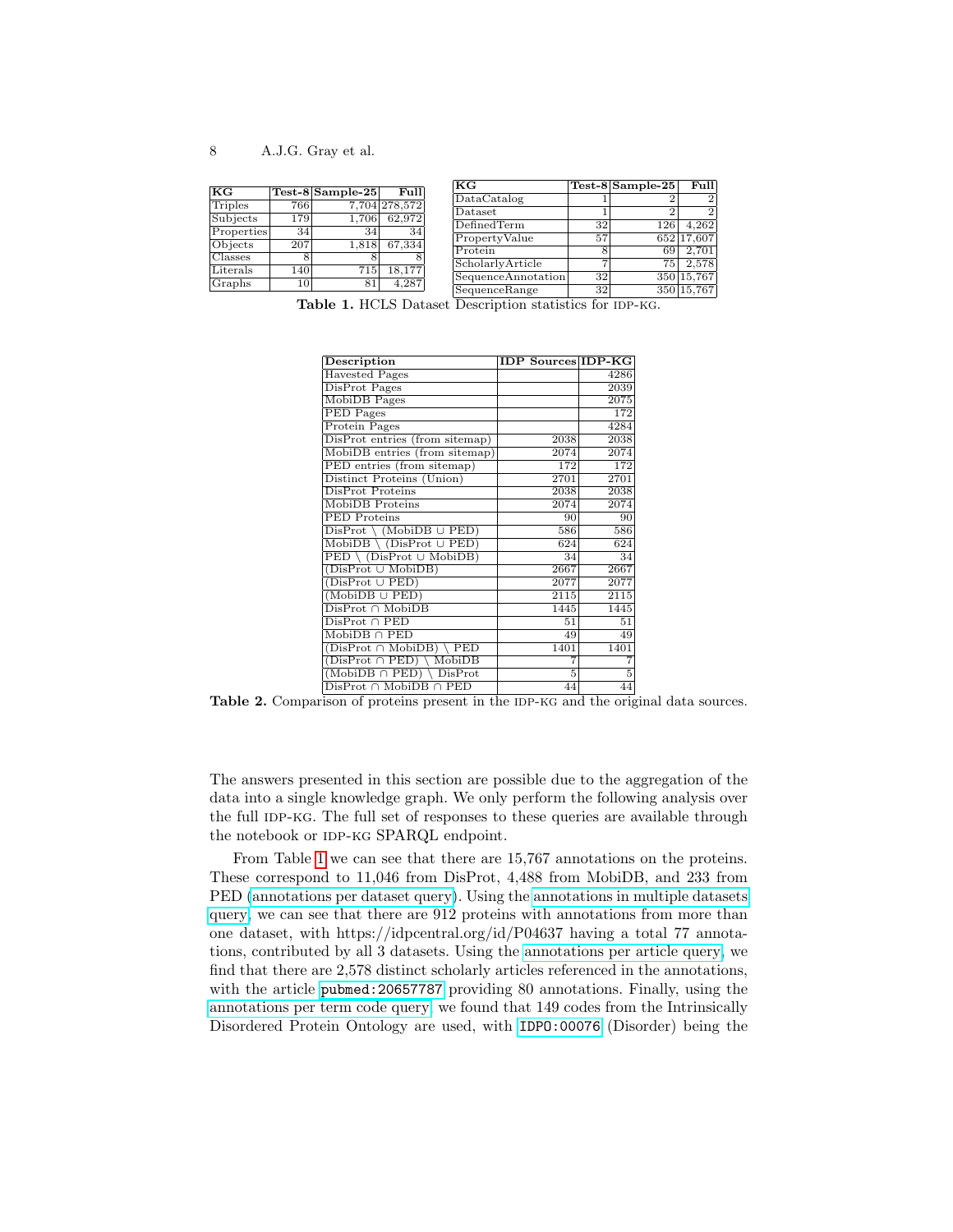| KG | Test-8 | Sample-25 | Full |
|---|---|---|---|
| Triples | 766 | 7,704 | 278,572 |
| Subjects | 179 | 1,706 | 62,972 |
| Properties | 34 | 34 | 34 |
| Objects | 207 | 1,818 | 67,334 |
| Classes | 8 | 8 | 8 |
| Literals | 140 | 715 | 18,177 |
| Graphs | 10 | 81 | 4,287 |

| KG | Test-8 | Sample-25 | Full |
|---|---|---|---|
| DataCatalog | 1 | 2 | 2 |
| Dataset | 1 | 2 | 2 |
| DefinedTerm | 32 | 126 | 4,262 |
| PropertyValue | 57 | 652 | 17,607 |
| Protein | 8 | 69 | 2,701 |
| ScholarlyArticle | 7 | 75 | 2,578 |
| SequenceAnnotation | 32 | 350 | 15,767 |
| SequenceRange | 32 | 350 | 15,767 |

**Table 1.** HCLS Dataset Description statistics for IDP-KG.

| Description | IDP Sources | IDP-KG |
|---|---|---|
| Havested Pages | | 4286 |
| DisProt Pages | | 2039 |
| MobiDB Pages | | 2075 |
| PED Pages | | 172 |
| Protein Pages | | 4284 |
| DisProt entries (from sitemap) | 2038 | 2038 |
| MobiDB entries (from sitemap) | 2074 | 2074 |
| PED entries (from sitemap) | 172 | 172 |
| Distinct Proteins (Union) | 2701 | 2701 |
| DisProt Proteins | 2038 | 2038 |
| MobiDB Proteins | 2074 | 2074 |
| PED Proteins | 90 | 90 |
| DisProt $\setminus$ (MobiDB $\cup$ PED) | 586 | 586 |
| MobiDB $\setminus$ (DisProt $\cup$ PED) | 624 | 624 |
| PED $\setminus$ (DisProt $\cup$ MobiDB) | 34 | 34 |
| (DisProt $\cup$ MobiDB) | 2667 | 2667 |
| (DisProt $\cup$ PED) | 2077 | 2077 |
| (MobiDB $\cup$ PED) | 2115 | 2115 |
| DisProt $\cap$ MobiDB | 1445 | 1445 |
| DisProt $\cap$ PED | 51 | 51 |
| MobiDB $\cap$ PED | 49 | 49 |
| (DisProt $\cap$ MobiDB) $\setminus$ PED | 1401 | 1401 |
| (DisProt $\cap$ PED) $\setminus$ MobiDB | 7 | 7 |
| (MobiDB $\cap$ PED) $\setminus$ DisProt | 5 | 5 |
| DisProt $\cap$ MobiDB $\cap$ PED | 44 | 44 |

**Table 2.** Comparison of proteins present in the IDP-KG and the original data sources.

The answers presented in this section are possible due to the aggregation of the data into a single knowledge graph. We only perform the following analysis over the full IDP-KG. The full set of responses to these queries are available through the notebook or IDP-KG SPARQL endpoint.

From Table 1 we can see that there are 15,767 annotations on the proteins. These correspond to 11,046 from DisProt, 4,488 from MobiDB, and 233 from PED (annotations per dataset query). Using the annotations in multiple datasets query, we can see that there are 912 proteins with annotations from more than one dataset, with https://idpcentral.org/id/P04637 having a total 77 annotations, contributed by all 3 datasets. Using the annotations per article query, we find that there are 2,578 distinct scholarly articles referenced in the annotations, with the article `pubmed:20657787` providing 80 annotations. Finally, using the annotations per term code query, we found that 149 codes from the Intrinsically Disordered Protein Ontology are used, with `IDPO:00076` (Disorder) being the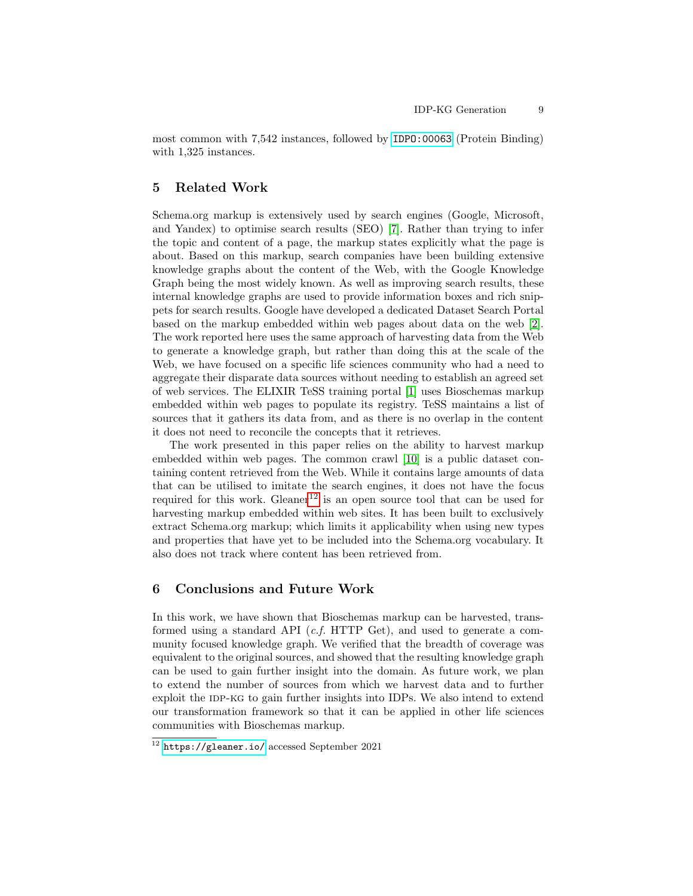most common with 7,542 instances, followed by IDPO:00063 (Protein Binding) with 1,325 instances.

## 5 Related Work

Schema.org markup is extensively used by search engines (Google, Microsoft, and Yandex) to optimise search results (SEO) [7]. Rather than trying to infer the topic and content of a page, the markup states explicitly what the page is about. Based on this markup, search companies have been building extensive knowledge graphs about the content of the Web, with the Google Knowledge Graph being the most widely known. As well as improving search results, these internal knowledge graphs are used to provide information boxes and rich snippets for search results. Google have developed a dedicated Dataset Search Portal based on the markup embedded within web pages about data on the web [2]. The work reported here uses the same approach of harvesting data from the Web to generate a knowledge graph, but rather than doing this at the scale of the Web, we have focused on a specific life sciences community who had a need to aggregate their disparate data sources without needing to establish an agreed set of web services. The ELIXIR TeSS training portal [1] uses Bioschemas markup embedded within web pages to populate its registry. TeSS maintains a list of sources that it gathers its data from, and as there is no overlap in the content it does not need to reconcile the concepts that it retrieves.

The work presented in this paper relies on the ability to harvest markup embedded within web pages. The common crawl [10] is a public dataset containing content retrieved from the Web. While it contains large amounts of data that can be utilised to imitate the search engines, it does not have the focus required for this work. Gleaner[12] is an open source tool that can be used for harvesting markup embedded within web sites. It has been built to exclusively extract Schema.org markup; which limits it applicability when using new types and properties that have yet to be included into the Schema.org vocabulary. It also does not track where content has been retrieved from.

## 6 Conclusions and Future Work

In this work, we have shown that Bioschemas markup can be harvested, transformed using a standard API (*c.f.* HTTP Get), and used to generate a community focused knowledge graph. We verified that the breadth of coverage was equivalent to the original sources, and showed that the resulting knowledge graph can be used to gain further insight into the domain. As future work, we plan to extend the number of sources from which we harvest data and to further exploit the IDP-KG to gain further insights into IDPs. We also intend to extend our transformation framework so that it can be applied in other life sciences communities with Bioschemas markup.

[12] https://gleaner.io/ accessed September 2021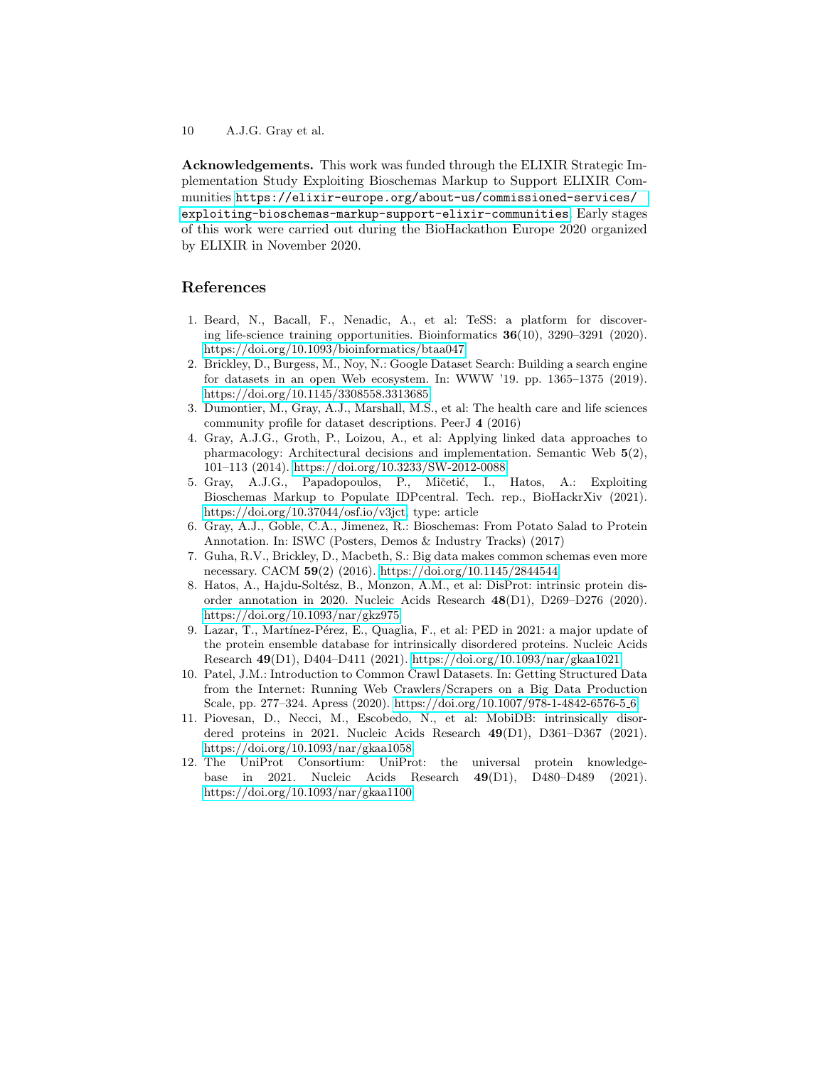**Acknowledgements.** This work was funded through the ELIXIR Strategic Implementation Study Exploiting Bioschemas Markup to Support ELIXIR Communities `https://elixir-europe.org/about-us/commissioned-services/exploiting-bioschemas-markup-support-elixir-communities`. Early stages of this work were carried out during the BioHackathon Europe 2020 organized by ELIXIR in November 2020.

## References

1. Beard, N., Bacall, F., Nenadic, A., et al: TeSS: a platform for discovering life-science training opportunities. Bioinformatics **36**(10), 3290–3291 (2020). https://doi.org/10.1093/bioinformatics/btaa047
2. Brickley, D., Burgess, M., Noy, N.: Google Dataset Search: Building a search engine for datasets in an open Web ecosystem. In: WWW '19. pp. 1365–1375 (2019). https://doi.org/10.1145/3308558.3313685
3. Dumontier, M., Gray, A.J., Marshall, M.S., et al: The health care and life sciences community profile for dataset descriptions. PeerJ **4** (2016)
4. Gray, A.J.G., Groth, P., Loizou, A., et al: Applying linked data approaches to pharmacology: Architectural decisions and implementation. Semantic Web **5**(2), 101–113 (2014). https://doi.org/10.3233/SW-2012-0088
5. Gray, A.J.G., Papadopoulos, P., Mičetić, I., Hatos, A.: Exploiting Bioschemas Markup to Populate IDPcentral. Tech. rep., BioHackrXiv (2021). https://doi.org/10.37044/osf.io/v3jct, type: article
6. Gray, A.J., Goble, C.A., Jimenez, R.: Bioschemas: From Potato Salad to Protein Annotation. In: ISWC (Posters, Demos & Industry Tracks) (2017)
7. Guha, R.V., Brickley, D., Macbeth, S.: Big data makes common schemas even more necessary. CACM **59**(2) (2016). https://doi.org/10.1145/2844544
8. Hatos, A., Hajdu-Soltész, B., Monzon, A.M., et al: DisProt: intrinsic protein disorder annotation in 2020. Nucleic Acids Research **48**(D1), D269–D276 (2020). https://doi.org/10.1093/nar/gkz975
9. Lazar, T., Martínez-Pérez, E., Quaglia, F., et al: PED in 2021: a major update of the protein ensemble database for intrinsically disordered proteins. Nucleic Acids Research **49**(D1), D404–D411 (2021). https://doi.org/10.1093/nar/gkaa1021
10. Patel, J.M.: Introduction to Common Crawl Datasets. In: Getting Structured Data from the Internet: Running Web Crawlers/Scrapers on a Big Data Production Scale, pp. 277–324. Apress (2020). https://doi.org/10.1007/978-1-4842-6576-5_6
11. Piovesan, D., Necci, M., Escobedo, N., et al: MobiDB: intrinsically disordered proteins in 2021. Nucleic Acids Research **49**(D1), D361–D367 (2021). https://doi.org/10.1093/nar/gkaa1058
12. The UniProt Consortium: UniProt: the universal protein knowledgebase in 2021. Nucleic Acids Research **49**(D1), D480–D489 (2021). https://doi.org/10.1093/nar/gkaa1100